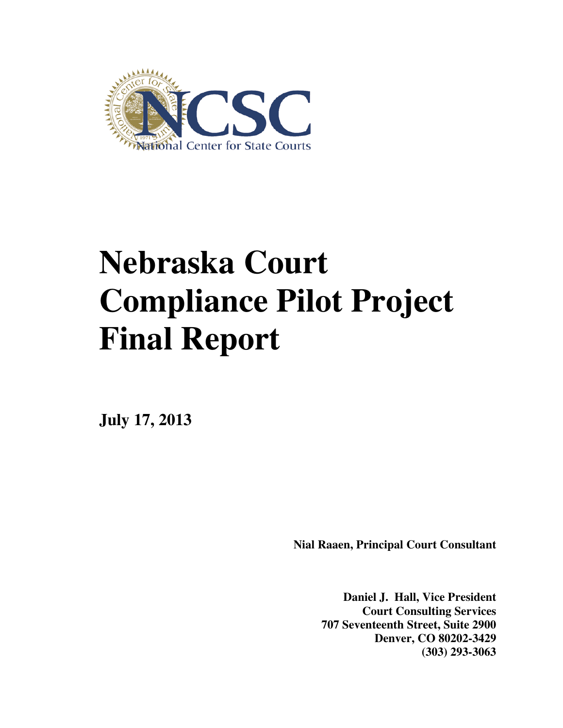NCSC
National Center for State Courts

# Nebraska Court Compliance Pilot Project Final Report

**July 17, 2013**

**Nial Raaen, Principal Court Consultant**

**Daniel J. Hall, Vice President**
**Court Consulting Services**
**707 Seventeenth Street, Suite 2900**
**Denver, CO 80202-3429**
**(303) 293-3063**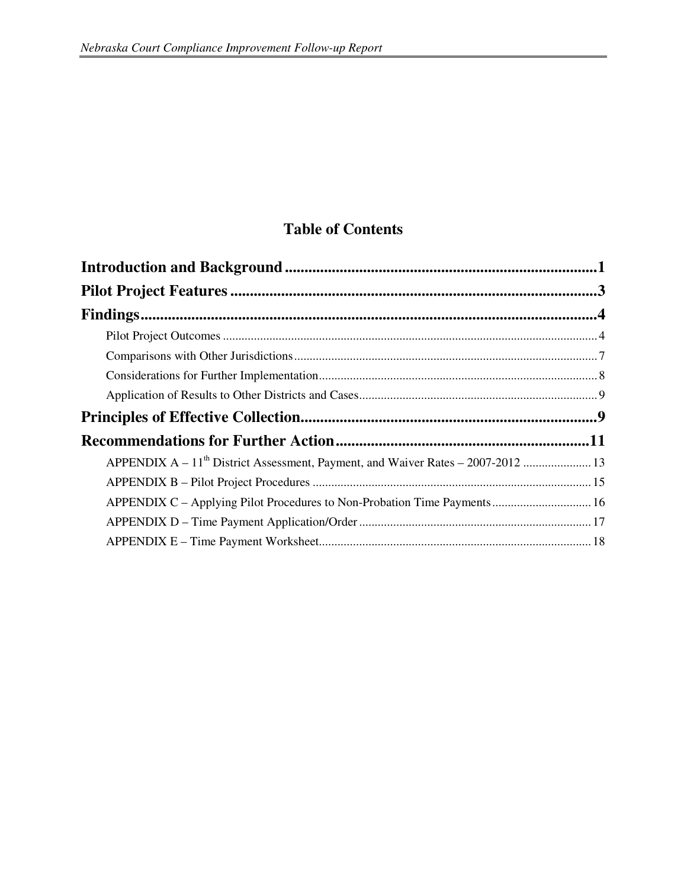# Table of Contents

**Introduction and Background** ................................................................................ 1

**Pilot Project Features** .......................................................................................... 3

**Findings** ............................................................................................................... 4

- Pilot Project Outcomes ........................................................................................ 4
- Comparisons with Other Jurisdictions ................................................................. 7
- Considerations for Further Implementation ......................................................... 8
- Application of Results to Other Districts and Cases ............................................ 9

**Principles of Effective Collection** ........................................................................ 9

**Recommendations for Further Action** ................................................................. 11

- APPENDIX A – 11th District Assessment, Payment, and Waiver Rates – 2007-2012 ...................... 13
- APPENDIX B – Pilot Project Procedures ............................................................ 15
- APPENDIX C – Applying Pilot Procedures to Non-Probation Time Payments ................................ 16
- APPENDIX D – Time Payment Application/Order ................................................ 17
- APPENDIX E – Time Payment Worksheet ............................................................ 18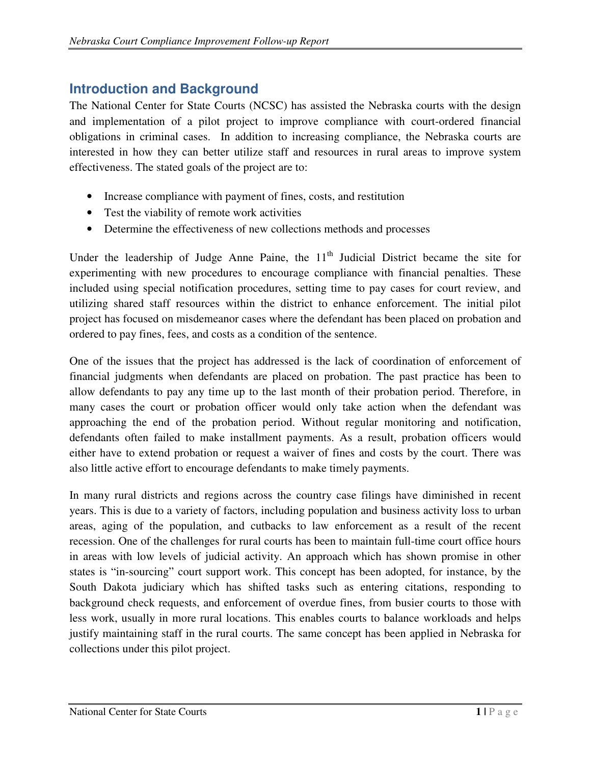## Introduction and Background

The National Center for State Courts (NCSC) has assisted the Nebraska courts with the design and implementation of a pilot project to improve compliance with court-ordered financial obligations in criminal cases. In addition to increasing compliance, the Nebraska courts are interested in how they can better utilize staff and resources in rural areas to improve system effectiveness. The stated goals of the project are to:

- Increase compliance with payment of fines, costs, and restitution
- Test the viability of remote work activities
- Determine the effectiveness of new collections methods and processes

Under the leadership of Judge Anne Paine, the 11th Judicial District became the site for experimenting with new procedures to encourage compliance with financial penalties. These included using special notification procedures, setting time to pay cases for court review, and utilizing shared staff resources within the district to enhance enforcement. The initial pilot project has focused on misdemeanor cases where the defendant has been placed on probation and ordered to pay fines, fees, and costs as a condition of the sentence.

One of the issues that the project has addressed is the lack of coordination of enforcement of financial judgments when defendants are placed on probation. The past practice has been to allow defendants to pay any time up to the last month of their probation period. Therefore, in many cases the court or probation officer would only take action when the defendant was approaching the end of the probation period. Without regular monitoring and notification, defendants often failed to make installment payments. As a result, probation officers would either have to extend probation or request a waiver of fines and costs by the court. There was also little active effort to encourage defendants to make timely payments.

In many rural districts and regions across the country case filings have diminished in recent years. This is due to a variety of factors, including population and business activity loss to urban areas, aging of the population, and cutbacks to law enforcement as a result of the recent recession. One of the challenges for rural courts has been to maintain full-time court office hours in areas with low levels of judicial activity. An approach which has shown promise in other states is "in-sourcing" court support work. This concept has been adopted, for instance, by the South Dakota judiciary which has shifted tasks such as entering citations, responding to background check requests, and enforcement of overdue fines, from busier courts to those with less work, usually in more rural locations. This enables courts to balance workloads and helps justify maintaining staff in the rural courts. The same concept has been applied in Nebraska for collections under this pilot project.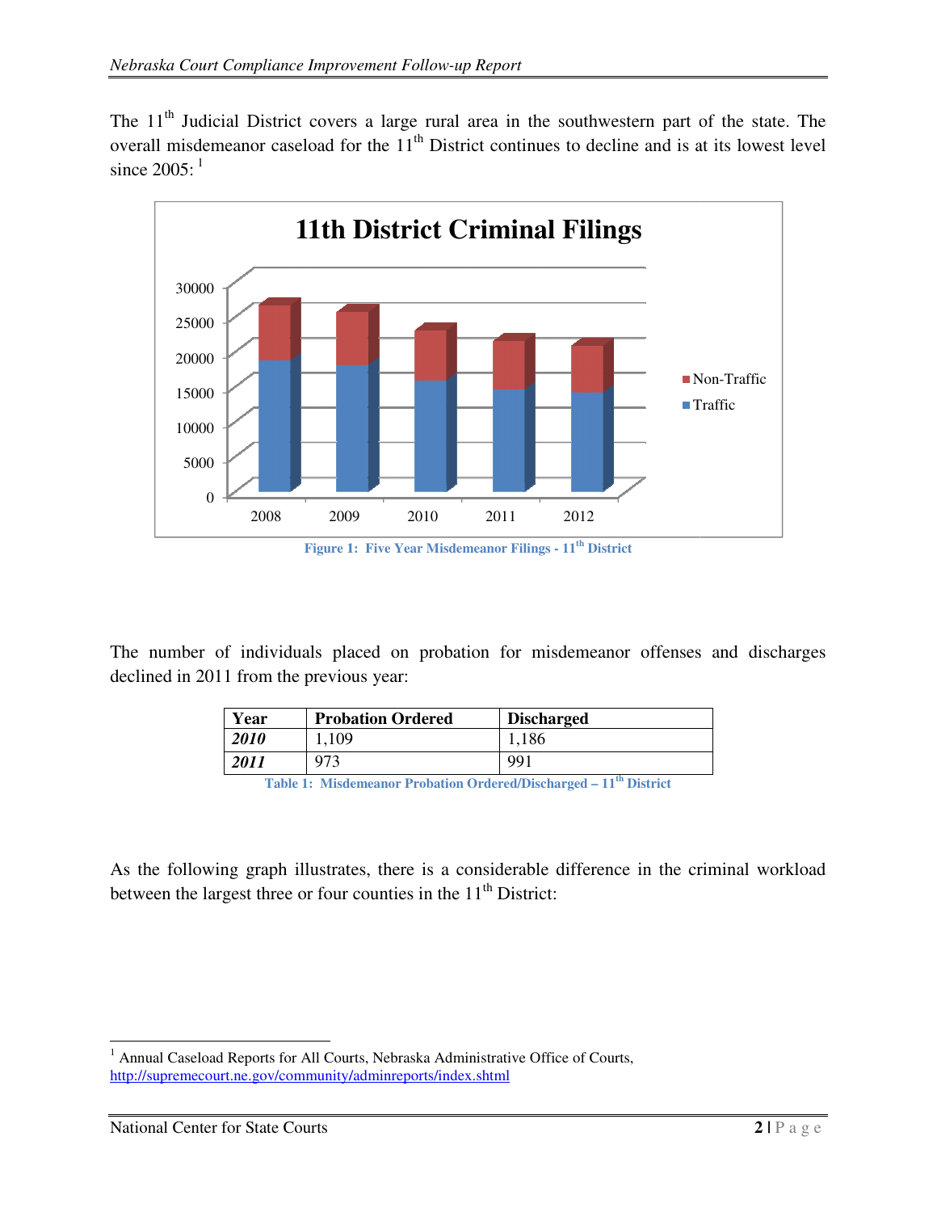The 11th Judicial District covers a large rural area in the southwestern part of the state. The overall misdemeanor caseload for the 11th District continues to decline and is at its lowest level since 2005:[1]

Figure 1: Five Year Misdemeanor Filings - 11th District

The number of individuals placed on probation for misdemeanor offenses and discharges declined in 2011 from the previous year:

| Year | Probation Ordered | Discharged |
|---|---|---|
| ***2010*** | 1,109 | 1,186 |
| ***2011*** | 973 | 991 |

Table 1: Misdemeanor Probation Ordered/Discharged – 11th District

As the following graph illustrates, there is a considerable difference in the criminal workload between the largest three or four counties in the 11th District:

[1] Annual Caseload Reports for All Courts, Nebraska Administrative Office of Courts, http://supremecourt.ne.gov/community/adminreports/index.shtml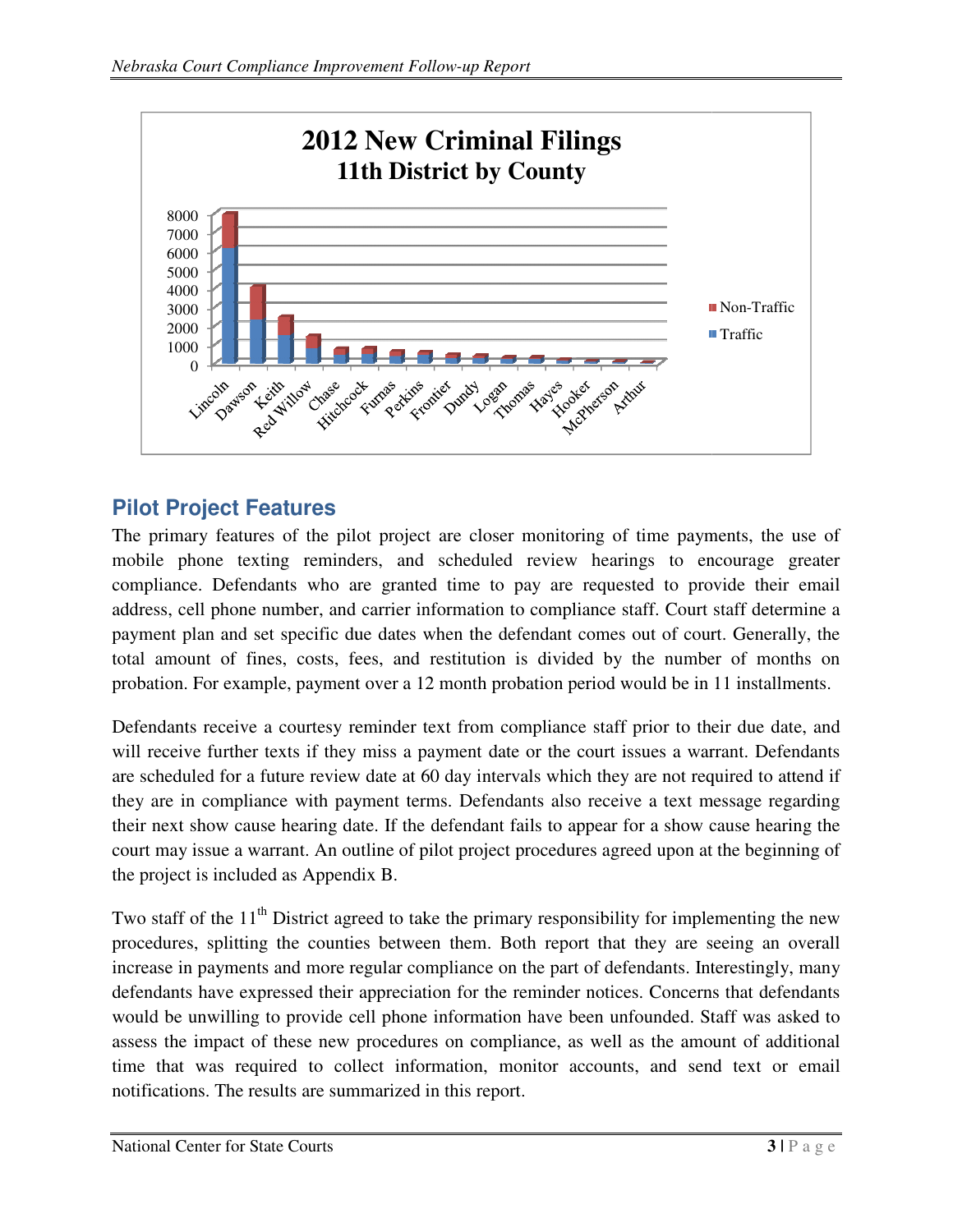**2012 New Criminal Filings**
**11th District by County**

## Pilot Project Features

The primary features of the pilot project are closer monitoring of time payments, the use of mobile phone texting reminders, and scheduled review hearings to encourage greater compliance. Defendants who are granted time to pay are requested to provide their email address, cell phone number, and carrier information to compliance staff. Court staff determine a payment plan and set specific due dates when the defendant comes out of court. Generally, the total amount of fines, costs, fees, and restitution is divided by the number of months on probation. For example, payment over a 12 month probation period would be in 11 installments.

Defendants receive a courtesy reminder text from compliance staff prior to their due date, and will receive further texts if they miss a payment date or the court issues a warrant. Defendants are scheduled for a future review date at 60 day intervals which they are not required to attend if they are in compliance with payment terms. Defendants also receive a text message regarding their next show cause hearing date. If the defendant fails to appear for a show cause hearing the court may issue a warrant. An outline of pilot project procedures agreed upon at the beginning of the project is included as Appendix B.

Two staff of the 11th District agreed to take the primary responsibility for implementing the new procedures, splitting the counties between them. Both report that they are seeing an overall increase in payments and more regular compliance on the part of defendants. Interestingly, many defendants have expressed their appreciation for the reminder notices. Concerns that defendants would be unwilling to provide cell phone information have been unfounded. Staff was asked to assess the impact of these new procedures on compliance, as well as the amount of additional time that was required to collect information, monitor accounts, and send text or email notifications. The results are summarized in this report.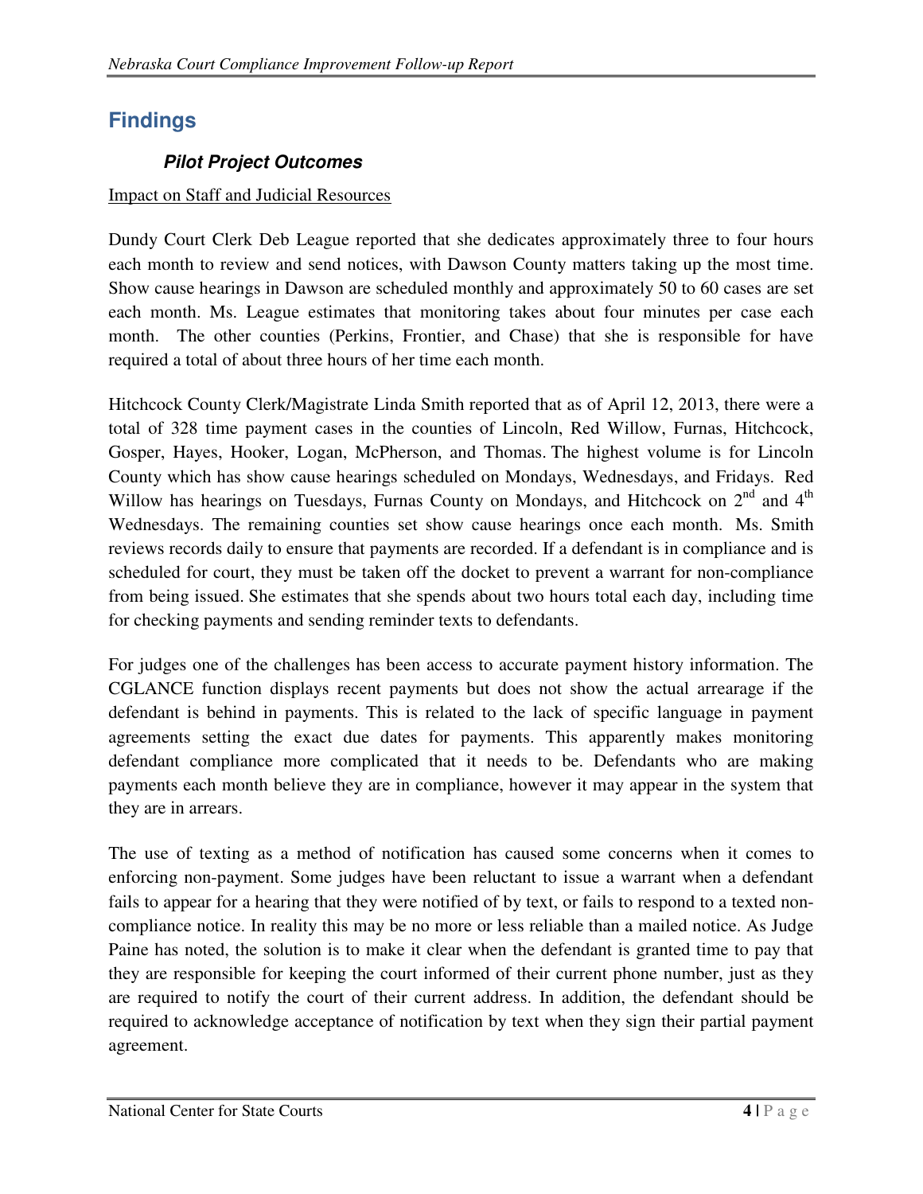## Findings

### *Pilot Project Outcomes*

Impact on Staff and Judicial Resources

Dundy Court Clerk Deb League reported that she dedicates approximately three to four hours each month to review and send notices, with Dawson County matters taking up the most time. Show cause hearings in Dawson are scheduled monthly and approximately 50 to 60 cases are set each month. Ms. League estimates that monitoring takes about four minutes per case each month. The other counties (Perkins, Frontier, and Chase) that she is responsible for have required a total of about three hours of her time each month.

Hitchcock County Clerk/Magistrate Linda Smith reported that as of April 12, 2013, there were a total of 328 time payment cases in the counties of Lincoln, Red Willow, Furnas, Hitchcock, Gosper, Hayes, Hooker, Logan, McPherson, and Thomas. The highest volume is for Lincoln County which has show cause hearings scheduled on Mondays, Wednesdays, and Fridays. Red Willow has hearings on Tuesdays, Furnas County on Mondays, and Hitchcock on 2nd and 4th Wednesdays. The remaining counties set show cause hearings once each month. Ms. Smith reviews records daily to ensure that payments are recorded. If a defendant is in compliance and is scheduled for court, they must be taken off the docket to prevent a warrant for non-compliance from being issued. She estimates that she spends about two hours total each day, including time for checking payments and sending reminder texts to defendants.

For judges one of the challenges has been access to accurate payment history information. The CGLANCE function displays recent payments but does not show the actual arrearage if the defendant is behind in payments. This is related to the lack of specific language in payment agreements setting the exact due dates for payments. This apparently makes monitoring defendant compliance more complicated that it needs to be. Defendants who are making payments each month believe they are in compliance, however it may appear in the system that they are in arrears.

The use of texting as a method of notification has caused some concerns when it comes to enforcing non-payment. Some judges have been reluctant to issue a warrant when a defendant fails to appear for a hearing that they were notified of by text, or fails to respond to a texted non-compliance notice. In reality this may be no more or less reliable than a mailed notice. As Judge Paine has noted, the solution is to make it clear when the defendant is granted time to pay that they are responsible for keeping the court informed of their current phone number, just as they are required to notify the court of their current address. In addition, the defendant should be required to acknowledge acceptance of notification by text when they sign their partial payment agreement.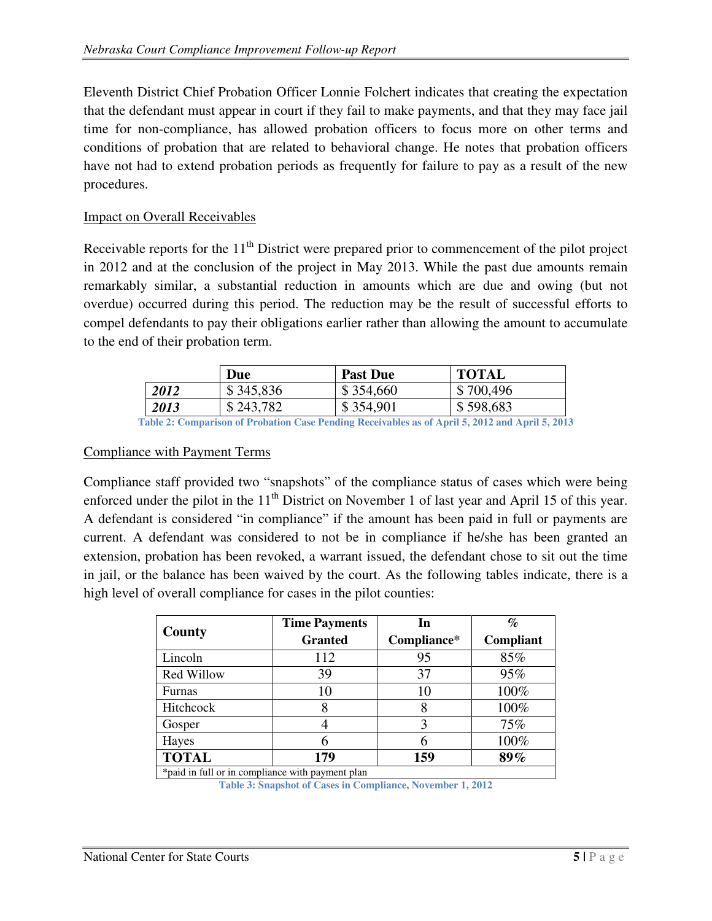Eleventh District Chief Probation Officer Lonnie Folchert indicates that creating the expectation that the defendant must appear in court if they fail to make payments, and that they may face jail time for non-compliance, has allowed probation officers to focus more on other terms and conditions of probation that are related to behavioral change. He notes that probation officers have not had to extend probation periods as frequently for failure to pay as a result of the new procedures.

Impact on Overall Receivables

Receivable reports for the 11th District were prepared prior to commencement of the pilot project in 2012 and at the conclusion of the project in May 2013. While the past due amounts remain remarkably similar, a substantial reduction in amounts which are due and owing (but not overdue) occurred during this period. The reduction may be the result of successful efforts to compel defendants to pay their obligations earlier rather than allowing the amount to accumulate to the end of their probation term.

| | Due | Past Due | TOTAL |
|---|---|---|---|
| ***2012*** | $ 345,836 | $ 354,660 | $ 700,496 |
| ***2013*** | $ 243,782 | $ 354,901 | $ 598,683 |

**Table 2: Comparison of Probation Case Pending Receivables as of April 5, 2012 and April 5, 2013**

Compliance with Payment Terms

Compliance staff provided two "snapshots" of the compliance status of cases which were being enforced under the pilot in the 11th District on November 1 of last year and April 15 of this year. A defendant is considered "in compliance" if the amount has been paid in full or payments are current. A defendant was considered to not be in compliance if he/she has been granted an extension, probation has been revoked, a warrant issued, the defendant chose to sit out the time in jail, or the balance has been waived by the court. As the following tables indicate, there is a high level of overall compliance for cases in the pilot counties:

| County | Time Payments Granted | In Compliance* | % Compliant |
|---|---|---|---|
| Lincoln | 112 | 95 | 85% |
| Red Willow | 39 | 37 | 95% |
| Furnas | 10 | 10 | 100% |
| Hitchcock | 8 | 8 | 100% |
| Gosper | 4 | 3 | 75% |
| Hayes | 6 | 6 | 100% |
| **TOTAL** | **179** | **159** | **89%** |

*paid in full or in compliance with payment plan

**Table 3: Snapshot of Cases in Compliance, November 1, 2012**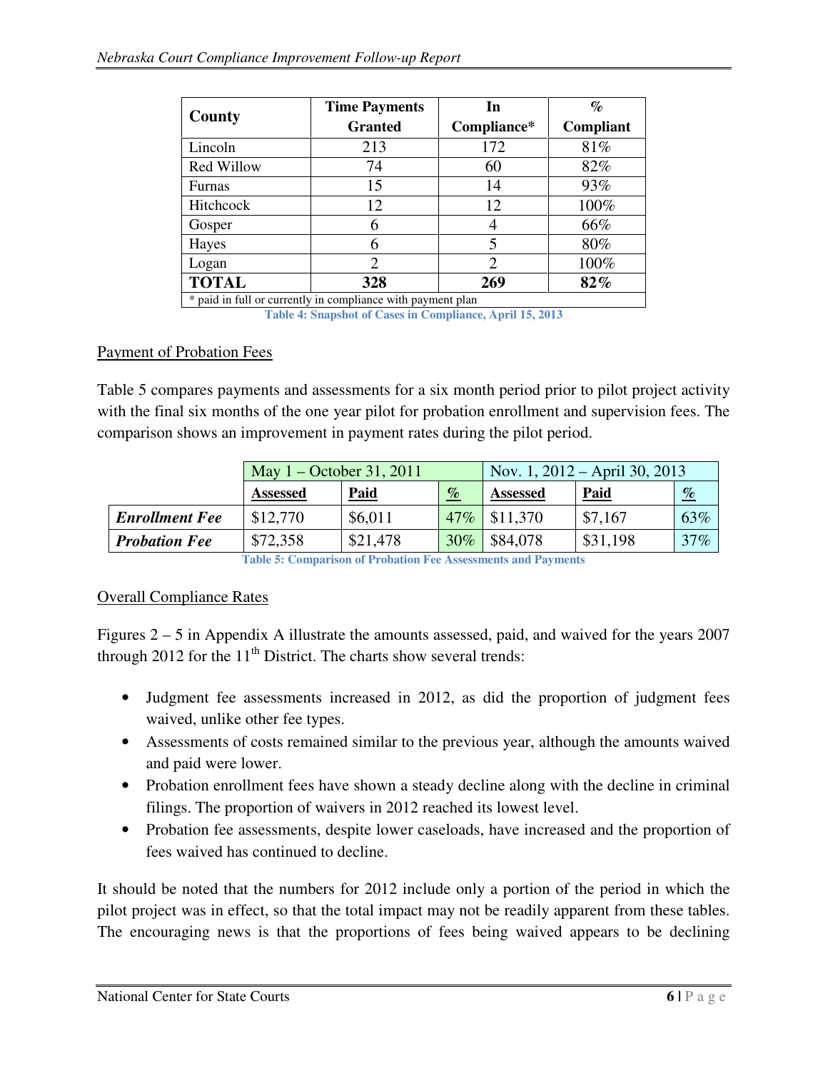| County | Time Payments Granted | In Compliance* | % Compliant |
|---|---|---|---|
| Lincoln | 213 | 172 | 81% |
| Red Willow | 74 | 60 | 82% |
| Furnas | 15 | 14 | 93% |
| Hitchcock | 12 | 12 | 100% |
| Gosper | 6 | 4 | 66% |
| Hayes | 6 | 5 | 80% |
| Logan | 2 | 2 | 100% |
| **TOTAL** | **328** | **269** | **82%** |

\* paid in full or currently in compliance with payment plan

Table 4: Snapshot of Cases in Compliance, April 15, 2013

Payment of Probation Fees

Table 5 compares payments and assessments for a six month period prior to pilot project activity with the final six months of the one year pilot for probation enrollment and supervision fees. The comparison shows an improvement in payment rates during the pilot period.

| | May 1 – October 31, 2011 | | | Nov. 1, 2012 – April 30, 2013 | | |
|---|---|---|---|---|---|---|
| | Assessed | Paid | % | Assessed | Paid | % |
| ***Enrollment Fee*** | $12,770 | $6,011 | 47% | $11,370 | $7,167 | 63% |
| ***Probation Fee*** | $72,358 | $21,478 | 30% | $84,078 | $31,198 | 37% |

Table 5: Comparison of Probation Fee Assessments and Payments

Overall Compliance Rates

Figures 2 – 5 in Appendix A illustrate the amounts assessed, paid, and waived for the years 2007 through 2012 for the 11th District. The charts show several trends:

- Judgment fee assessments increased in 2012, as did the proportion of judgment fees waived, unlike other fee types.
- Assessments of costs remained similar to the previous year, although the amounts waived and paid were lower.
- Probation enrollment fees have shown a steady decline along with the decline in criminal filings. The proportion of waivers in 2012 reached its lowest level.
- Probation fee assessments, despite lower caseloads, have increased and the proportion of fees waived has continued to decline.

It should be noted that the numbers for 2012 include only a portion of the period in which the pilot project was in effect, so that the total impact may not be readily apparent from these tables. The encouraging news is that the proportions of fees being waived appears to be declining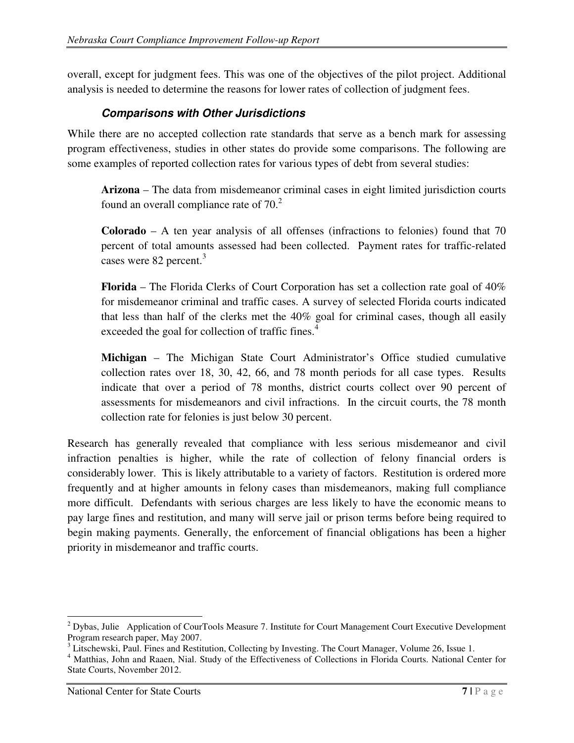overall, except for judgment fees. This was one of the objectives of the pilot project. Additional analysis is needed to determine the reasons for lower rates of collection of judgment fees.

### *Comparisons with Other Jurisdictions*

While there are no accepted collection rate standards that serve as a bench mark for assessing program effectiveness, studies in other states do provide some comparisons. The following are some examples of reported collection rates for various types of debt from several studies:

> **Arizona** – The data from misdemeanor criminal cases in eight limited jurisdiction courts found an overall compliance rate of 70.[2]
>
> **Colorado** – A ten year analysis of all offenses (infractions to felonies) found that 70 percent of total amounts assessed had been collected. Payment rates for traffic-related cases were 82 percent.[3]
>
> **Florida** – The Florida Clerks of Court Corporation has set a collection rate goal of 40% for misdemeanor criminal and traffic cases. A survey of selected Florida courts indicated that less than half of the clerks met the 40% goal for criminal cases, though all easily exceeded the goal for collection of traffic fines.[4]
>
> **Michigan** – The Michigan State Court Administrator's Office studied cumulative collection rates over 18, 30, 42, 66, and 78 month periods for all case types. Results indicate that over a period of 78 months, district courts collect over 90 percent of assessments for misdemeanors and civil infractions. In the circuit courts, the 78 month collection rate for felonies is just below 30 percent.

Research has generally revealed that compliance with less serious misdemeanor and civil infraction penalties is higher, while the rate of collection of felony financial orders is considerably lower. This is likely attributable to a variety of factors. Restitution is ordered more frequently and at higher amounts in felony cases than misdemeanors, making full compliance more difficult. Defendants with serious charges are less likely to have the economic means to pay large fines and restitution, and many will serve jail or prison terms before being required to begin making payments. Generally, the enforcement of financial obligations has been a higher priority in misdemeanor and traffic courts.

---

[2] Dybas, Julie Application of CourTools Measure 7. Institute for Court Management Court Executive Development Program research paper, May 2007.

[3] Litschewski, Paul. Fines and Restitution, Collecting by Investing. The Court Manager, Volume 26, Issue 1.

[4] Matthias, John and Raaen, Nial. Study of the Effectiveness of Collections in Florida Courts. National Center for State Courts, November 2012.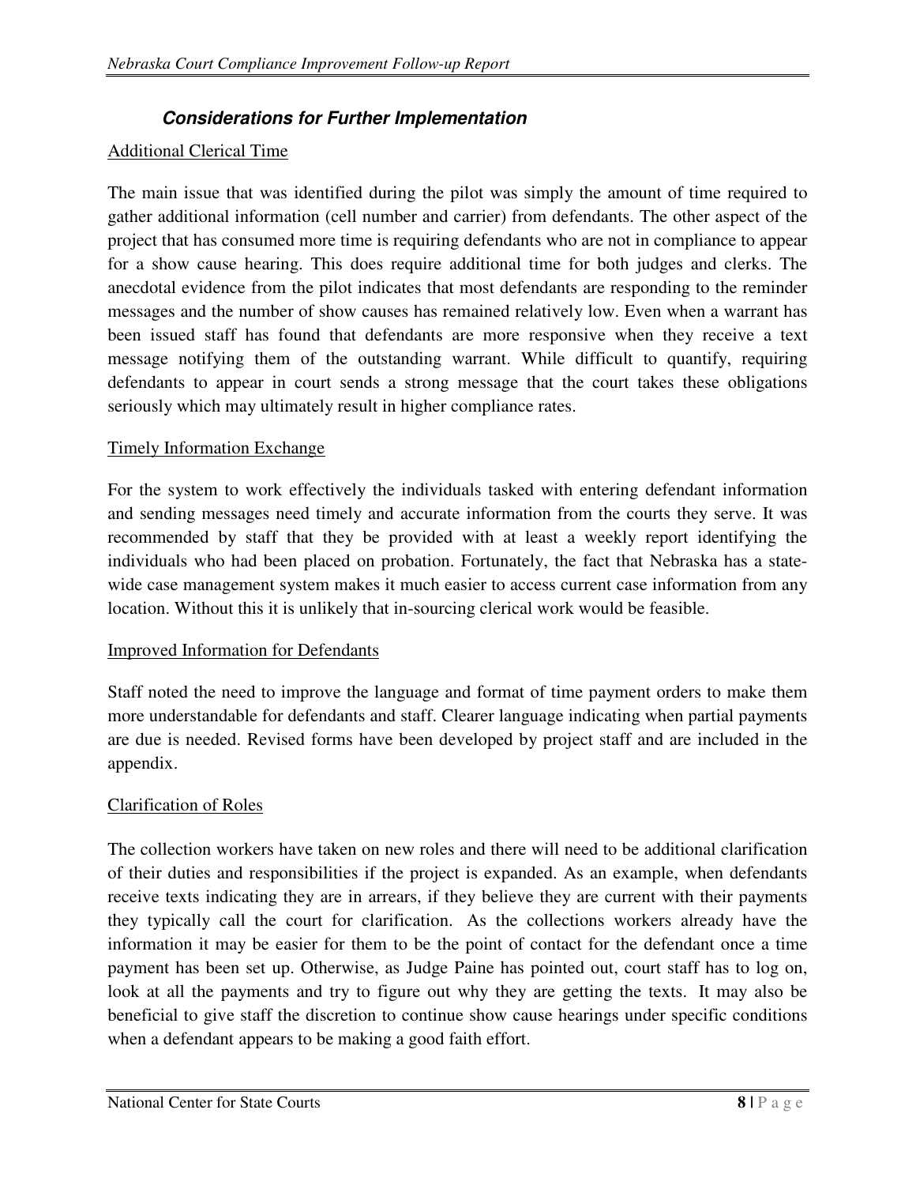### ***Considerations for Further Implementation***

Additional Clerical Time

The main issue that was identified during the pilot was simply the amount of time required to gather additional information (cell number and carrier) from defendants. The other aspect of the project that has consumed more time is requiring defendants who are not in compliance to appear for a show cause hearing. This does require additional time for both judges and clerks. The anecdotal evidence from the pilot indicates that most defendants are responding to the reminder messages and the number of show causes has remained relatively low. Even when a warrant has been issued staff has found that defendants are more responsive when they receive a text message notifying them of the outstanding warrant. While difficult to quantify, requiring defendants to appear in court sends a strong message that the court takes these obligations seriously which may ultimately result in higher compliance rates.

Timely Information Exchange

For the system to work effectively the individuals tasked with entering defendant information and sending messages need timely and accurate information from the courts they serve. It was recommended by staff that they be provided with at least a weekly report identifying the individuals who had been placed on probation. Fortunately, the fact that Nebraska has a state-wide case management system makes it much easier to access current case information from any location. Without this it is unlikely that in-sourcing clerical work would be feasible.

Improved Information for Defendants

Staff noted the need to improve the language and format of time payment orders to make them more understandable for defendants and staff. Clearer language indicating when partial payments are due is needed. Revised forms have been developed by project staff and are included in the appendix.

Clarification of Roles

The collection workers have taken on new roles and there will need to be additional clarification of their duties and responsibilities if the project is expanded. As an example, when defendants receive texts indicating they are in arrears, if they believe they are current with their payments they typically call the court for clarification. As the collections workers already have the information it may be easier for them to be the point of contact for the defendant once a time payment has been set up. Otherwise, as Judge Paine has pointed out, court staff has to log on, look at all the payments and try to figure out why they are getting the texts. It may also be beneficial to give staff the discretion to continue show cause hearings under specific conditions when a defendant appears to be making a good faith effort.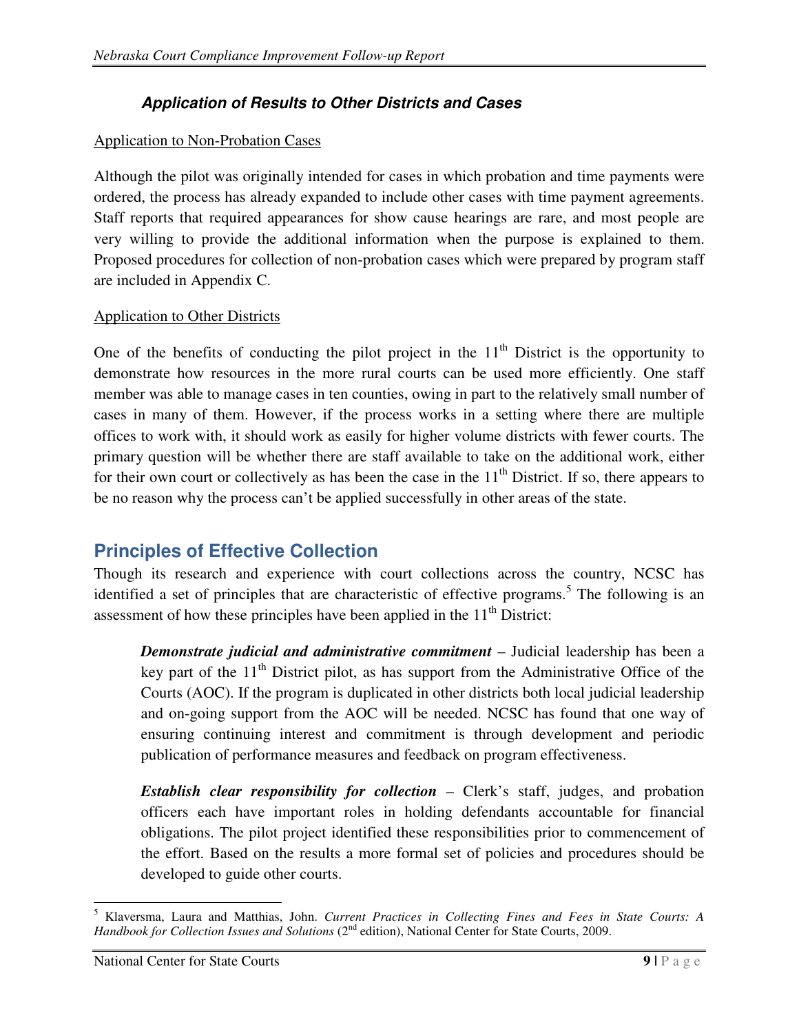### *Application of Results to Other Districts and Cases*

Application to Non-Probation Cases

Although the pilot was originally intended for cases in which probation and time payments were ordered, the process has already expanded to include other cases with time payment agreements. Staff reports that required appearances for show cause hearings are rare, and most people are very willing to provide the additional information when the purpose is explained to them. Proposed procedures for collection of non-probation cases which were prepared by program staff are included in Appendix C.

Application to Other Districts

One of the benefits of conducting the pilot project in the 11th District is the opportunity to demonstrate how resources in the more rural courts can be used more efficiently. One staff member was able to manage cases in ten counties, owing in part to the relatively small number of cases in many of them. However, if the process works in a setting where there are multiple offices to work with, it should work as easily for higher volume districts with fewer courts. The primary question will be whether there are staff available to take on the additional work, either for their own court or collectively as has been the case in the 11th District. If so, there appears to be no reason why the process can't be applied successfully in other areas of the state.

## Principles of Effective Collection

Though its research and experience with court collections across the country, NCSC has identified a set of principles that are characteristic of effective programs.[5] The following is an assessment of how these principles have been applied in the 11th District:

> ***Demonstrate judicial and administrative commitment*** – Judicial leadership has been a key part of the 11th District pilot, as has support from the Administrative Office of the Courts (AOC). If the program is duplicated in other districts both local judicial leadership and on-going support from the AOC will be needed. NCSC has found that one way of ensuring continuing interest and commitment is through development and periodic publication of performance measures and feedback on program effectiveness.
>
> ***Establish clear responsibility for collection*** – Clerk's staff, judges, and probation officers each have important roles in holding defendants accountable for financial obligations. The pilot project identified these responsibilities prior to commencement of the effort. Based on the results a more formal set of policies and procedures should be developed to guide other courts.

---

[5] Klaversma, Laura and Matthias, John. *Current Practices in Collecting Fines and Fees in State Courts: A Handbook for Collection Issues and Solutions* (2nd edition), National Center for State Courts, 2009.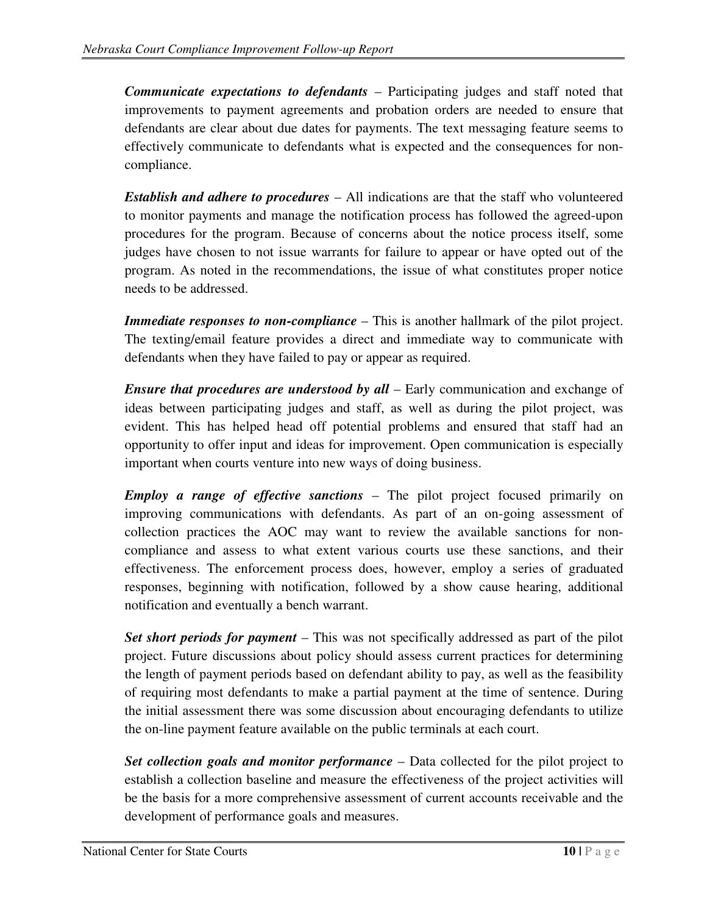***Communicate expectations to defendants*** – Participating judges and staff noted that improvements to payment agreements and probation orders are needed to ensure that defendants are clear about due dates for payments. The text messaging feature seems to effectively communicate to defendants what is expected and the consequences for non-compliance.

***Establish and adhere to procedures*** – All indications are that the staff who volunteered to monitor payments and manage the notification process has followed the agreed-upon procedures for the program. Because of concerns about the notice process itself, some judges have chosen to not issue warrants for failure to appear or have opted out of the program. As noted in the recommendations, the issue of what constitutes proper notice needs to be addressed.

***Immediate responses to non-compliance*** – This is another hallmark of the pilot project. The texting/email feature provides a direct and immediate way to communicate with defendants when they have failed to pay or appear as required.

***Ensure that procedures are understood by all*** – Early communication and exchange of ideas between participating judges and staff, as well as during the pilot project, was evident. This has helped head off potential problems and ensured that staff had an opportunity to offer input and ideas for improvement. Open communication is especially important when courts venture into new ways of doing business.

***Employ a range of effective sanctions*** – The pilot project focused primarily on improving communications with defendants. As part of an on-going assessment of collection practices the AOC may want to review the available sanctions for non-compliance and assess to what extent various courts use these sanctions, and their effectiveness. The enforcement process does, however, employ a series of graduated responses, beginning with notification, followed by a show cause hearing, additional notification and eventually a bench warrant.

***Set short periods for payment*** – This was not specifically addressed as part of the pilot project. Future discussions about policy should assess current practices for determining the length of payment periods based on defendant ability to pay, as well as the feasibility of requiring most defendants to make a partial payment at the time of sentence. During the initial assessment there was some discussion about encouraging defendants to utilize the on-line payment feature available on the public terminals at each court.

***Set collection goals and monitor performance*** – Data collected for the pilot project to establish a collection baseline and measure the effectiveness of the project activities will be the basis for a more comprehensive assessment of current accounts receivable and the development of performance goals and measures.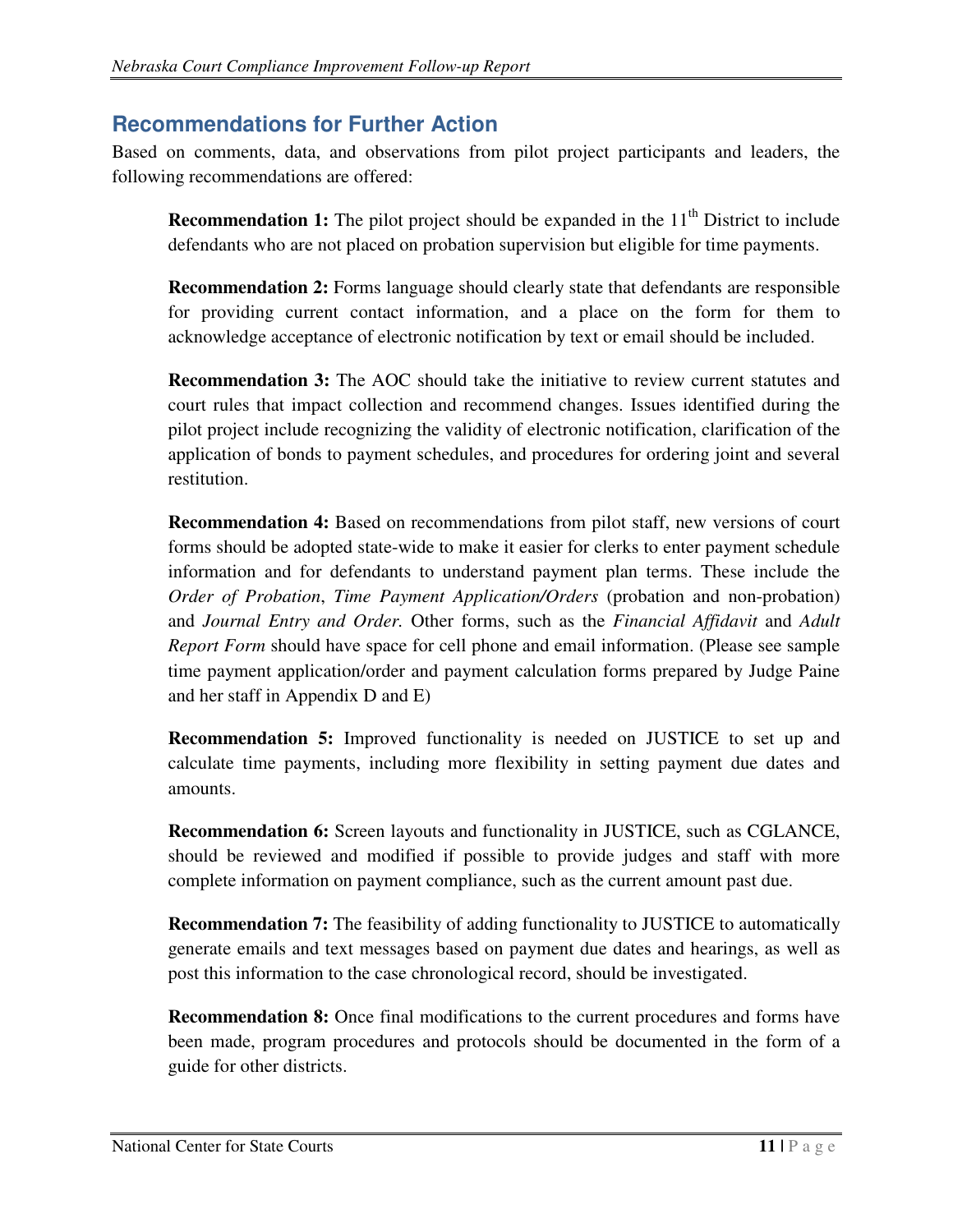## Recommendations for Further Action

Based on comments, data, and observations from pilot project participants and leaders, the following recommendations are offered:

**Recommendation 1:** The pilot project should be expanded in the 11th District to include defendants who are not placed on probation supervision but eligible for time payments.

**Recommendation 2:** Forms language should clearly state that defendants are responsible for providing current contact information, and a place on the form for them to acknowledge acceptance of electronic notification by text or email should be included.

**Recommendation 3:** The AOC should take the initiative to review current statutes and court rules that impact collection and recommend changes. Issues identified during the pilot project include recognizing the validity of electronic notification, clarification of the application of bonds to payment schedules, and procedures for ordering joint and several restitution.

**Recommendation 4:** Based on recommendations from pilot staff, new versions of court forms should be adopted state-wide to make it easier for clerks to enter payment schedule information and for defendants to understand payment plan terms. These include the *Order of Probation*, *Time Payment Application/Orders* (probation and non-probation) and *Journal Entry and Order.* Other forms, such as the *Financial Affidavit* and *Adult Report Form* should have space for cell phone and email information. (Please see sample time payment application/order and payment calculation forms prepared by Judge Paine and her staff in Appendix D and E)

**Recommendation 5:** Improved functionality is needed on JUSTICE to set up and calculate time payments, including more flexibility in setting payment due dates and amounts.

**Recommendation 6:** Screen layouts and functionality in JUSTICE, such as CGLANCE, should be reviewed and modified if possible to provide judges and staff with more complete information on payment compliance, such as the current amount past due.

**Recommendation 7:** The feasibility of adding functionality to JUSTICE to automatically generate emails and text messages based on payment due dates and hearings, as well as post this information to the case chronological record, should be investigated.

**Recommendation 8:** Once final modifications to the current procedures and forms have been made, program procedures and protocols should be documented in the form of a guide for other districts.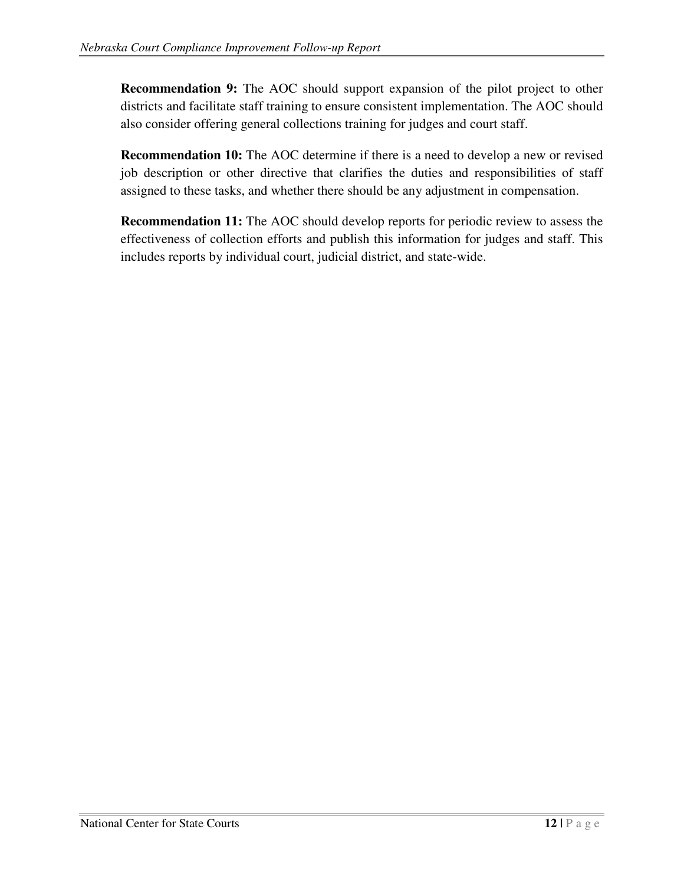**Recommendation 9:** The AOC should support expansion of the pilot project to other districts and facilitate staff training to ensure consistent implementation. The AOC should also consider offering general collections training for judges and court staff.

**Recommendation 10:** The AOC determine if there is a need to develop a new or revised job description or other directive that clarifies the duties and responsibilities of staff assigned to these tasks, and whether there should be any adjustment in compensation.

**Recommendation 11:** The AOC should develop reports for periodic review to assess the effectiveness of collection efforts and publish this information for judges and staff. This includes reports by individual court, judicial district, and state-wide.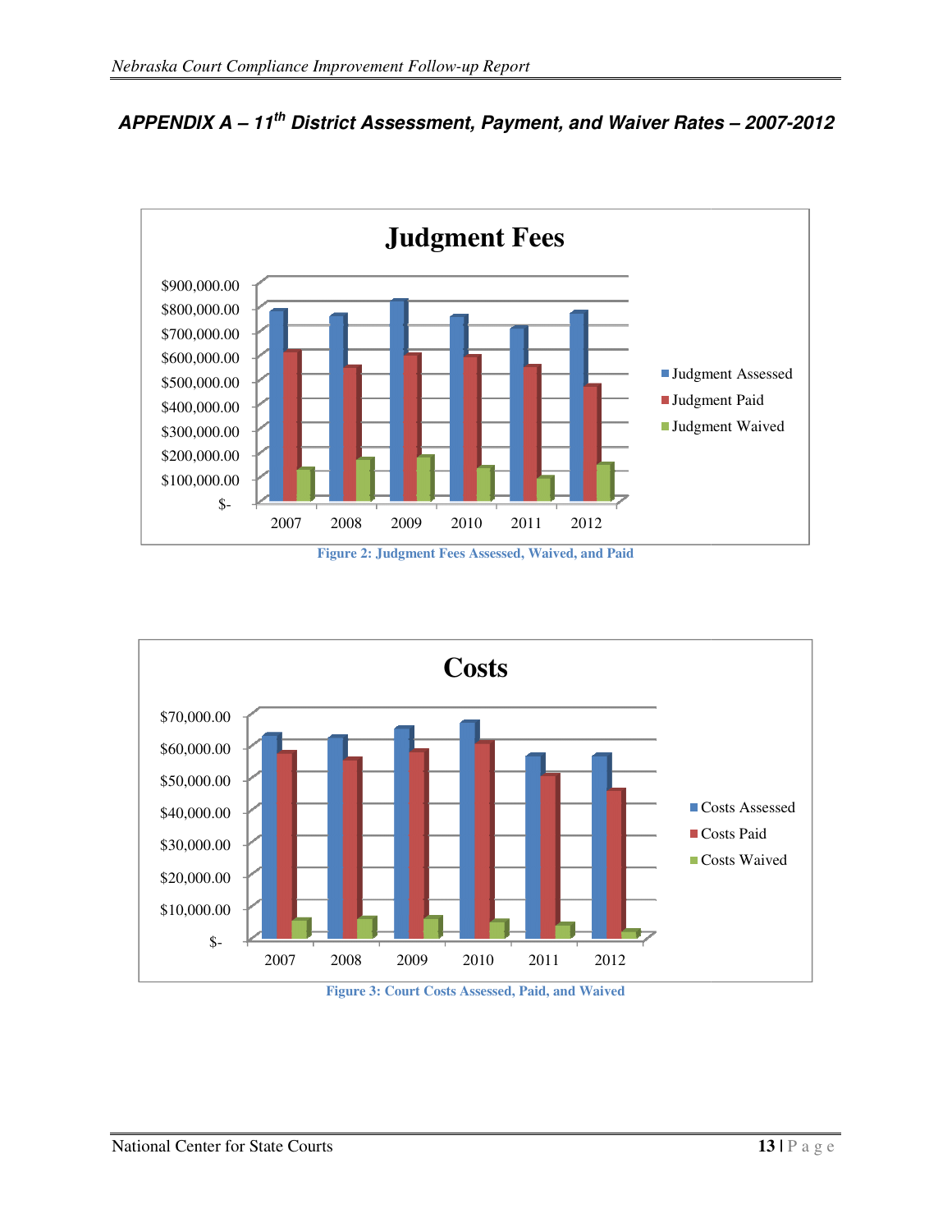## APPENDIX A – 11th District Assessment, Payment, and Waiver Rates – 2007-2012

Figure 2: Judgment Fees Assessed, Waived, and Paid

Figure 3: Court Costs Assessed, Paid, and Waived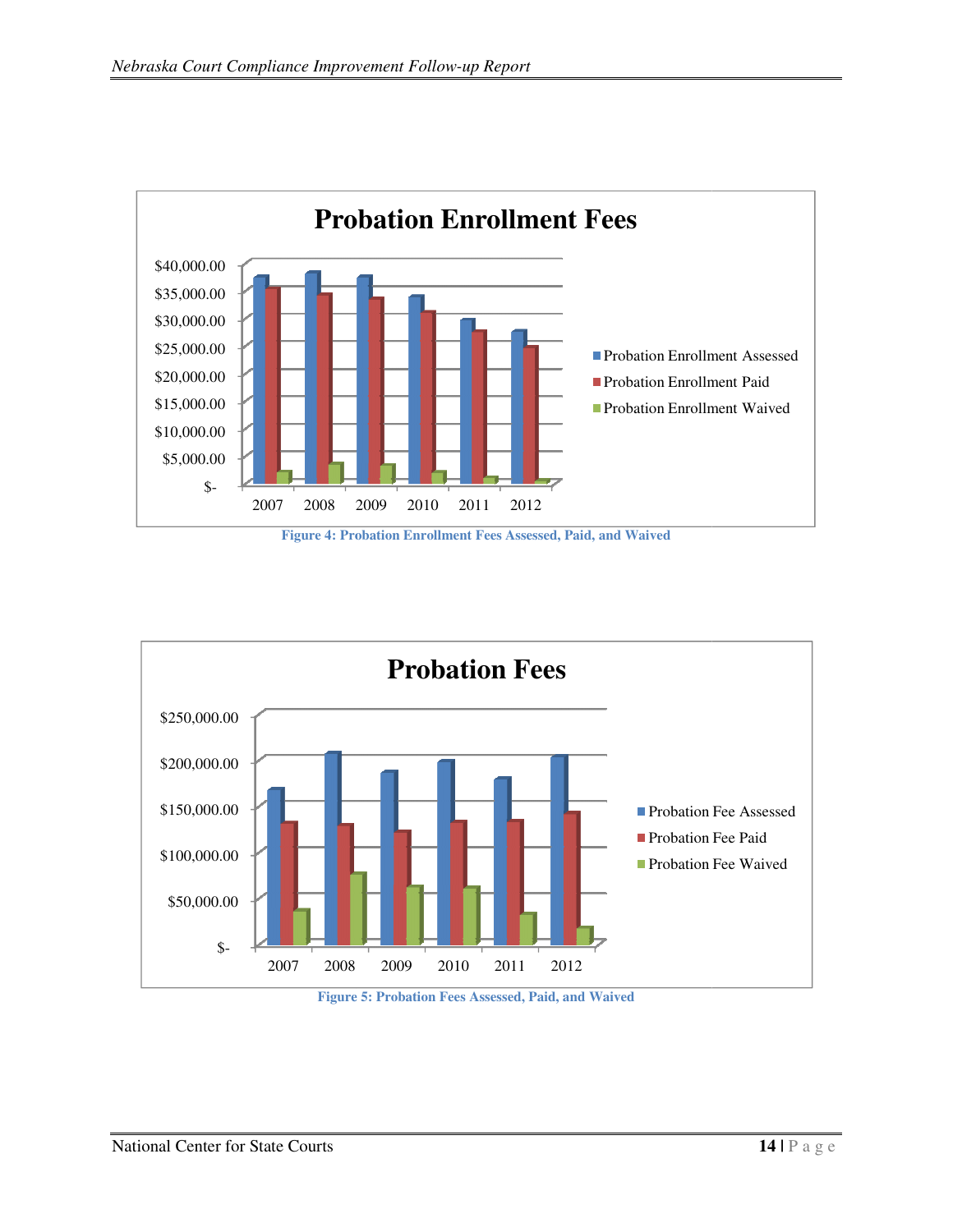**Probation Enrollment Fees**

$40,000.00
$35,000.00
$30,000.00
$25,000.00
$20,000.00
$15,000.00
$10,000.00
$5,000.00
$-

2007 2008 2009 2010 2011 2012

- Probation Enrollment Assessed
- Probation Enrollment Paid
- Probation Enrollment Waived

Figure 4: Probation Enrollment Fees Assessed, Paid, and Waived

**Probation Fees**

$250,000.00
$200,000.00
$150,000.00
$100,000.00
$50,000.00
$-

2007 2008 2009 2010 2011 2012

- Probation Fee Assessed
- Probation Fee Paid
- Probation Fee Waived

Figure 5: Probation Fees Assessed, Paid, and Waived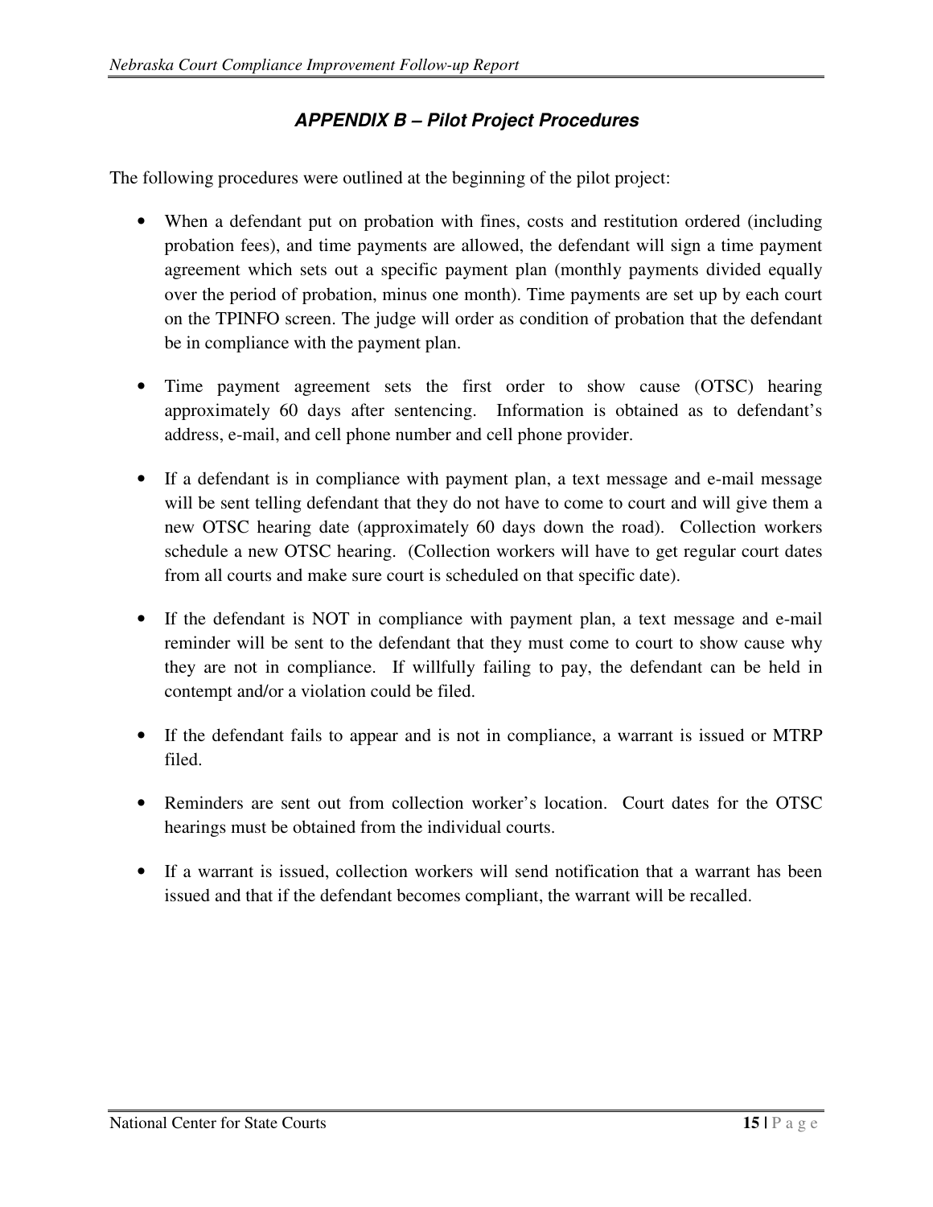## *APPENDIX B – Pilot Project Procedures*

The following procedures were outlined at the beginning of the pilot project:

- When a defendant put on probation with fines, costs and restitution ordered (including probation fees), and time payments are allowed, the defendant will sign a time payment agreement which sets out a specific payment plan (monthly payments divided equally over the period of probation, minus one month). Time payments are set up by each court on the TPINFO screen. The judge will order as condition of probation that the defendant be in compliance with the payment plan.

- Time payment agreement sets the first order to show cause (OTSC) hearing approximately 60 days after sentencing. Information is obtained as to defendant's address, e-mail, and cell phone number and cell phone provider.

- If a defendant is in compliance with payment plan, a text message and e-mail message will be sent telling defendant that they do not have to come to court and will give them a new OTSC hearing date (approximately 60 days down the road). Collection workers schedule a new OTSC hearing. (Collection workers will have to get regular court dates from all courts and make sure court is scheduled on that specific date).

- If the defendant is NOT in compliance with payment plan, a text message and e-mail reminder will be sent to the defendant that they must come to court to show cause why they are not in compliance. If willfully failing to pay, the defendant can be held in contempt and/or a violation could be filed.

- If the defendant fails to appear and is not in compliance, a warrant is issued or MTRP filed.

- Reminders are sent out from collection worker's location. Court dates for the OTSC hearings must be obtained from the individual courts.

- If a warrant is issued, collection workers will send notification that a warrant has been issued and that if the defendant becomes compliant, the warrant will be recalled.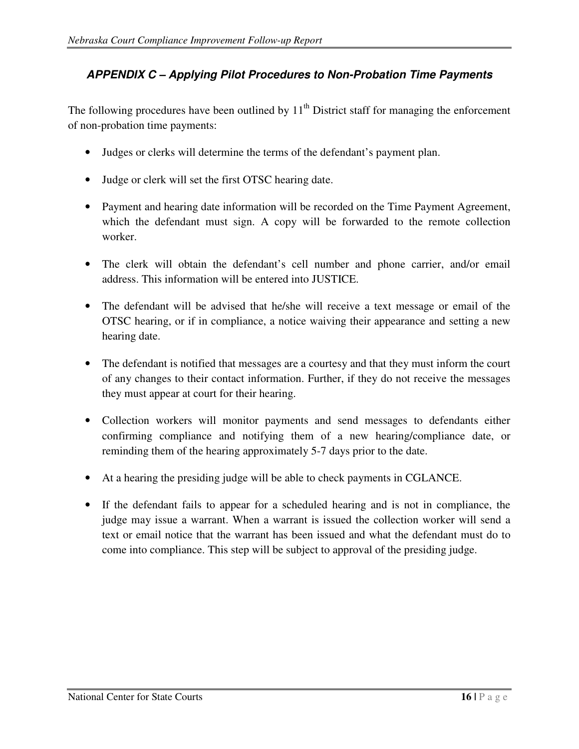## *APPENDIX C – Applying Pilot Procedures to Non-Probation Time Payments*

The following procedures have been outlined by 11th District staff for managing the enforcement of non-probation time payments:

- Judges or clerks will determine the terms of the defendant's payment plan.
- Judge or clerk will set the first OTSC hearing date.
- Payment and hearing date information will be recorded on the Time Payment Agreement, which the defendant must sign. A copy will be forwarded to the remote collection worker.
- The clerk will obtain the defendant's cell number and phone carrier, and/or email address. This information will be entered into JUSTICE.
- The defendant will be advised that he/she will receive a text message or email of the OTSC hearing, or if in compliance, a notice waiving their appearance and setting a new hearing date.
- The defendant is notified that messages are a courtesy and that they must inform the court of any changes to their contact information. Further, if they do not receive the messages they must appear at court for their hearing.
- Collection workers will monitor payments and send messages to defendants either confirming compliance and notifying them of a new hearing/compliance date, or reminding them of the hearing approximately 5-7 days prior to the date.
- At a hearing the presiding judge will be able to check payments in CGLANCE.
- If the defendant fails to appear for a scheduled hearing and is not in compliance, the judge may issue a warrant. When a warrant is issued the collection worker will send a text or email notice that the warrant has been issued and what the defendant must do to come into compliance. This step will be subject to approval of the presiding judge.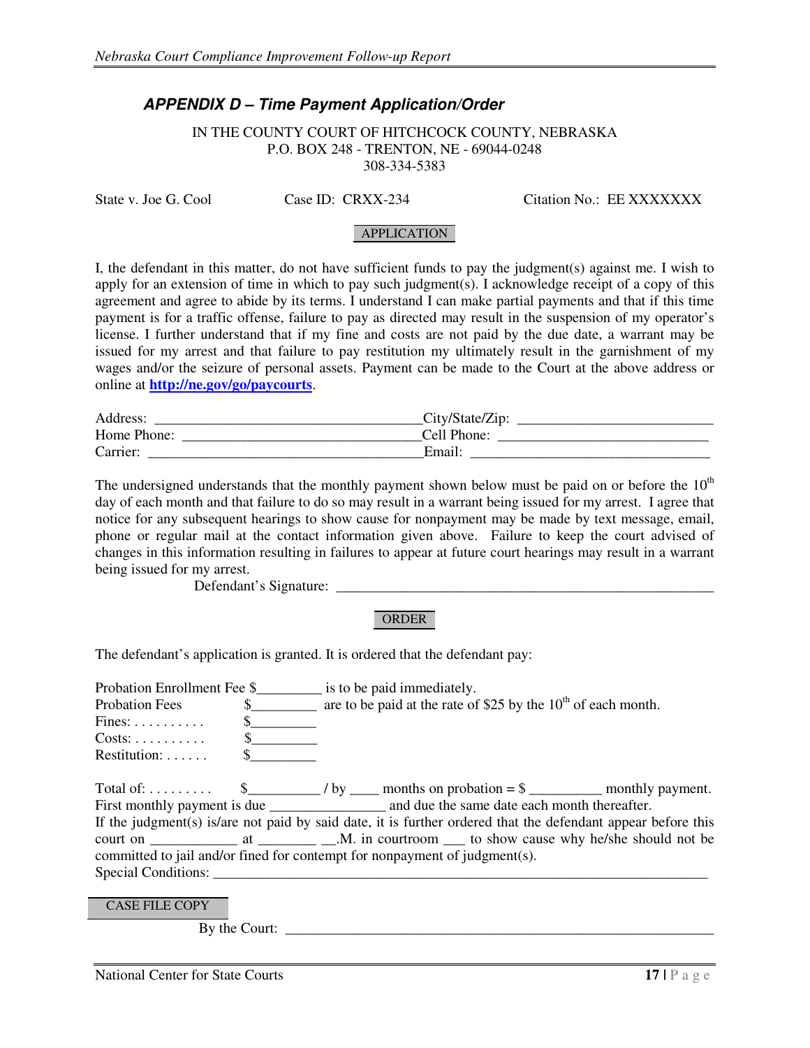## *APPENDIX D – Time Payment Application/Order*

IN THE COUNTY COURT OF HITCHCOCK COUNTY, NEBRASKA
P.O. BOX 248 - TRENTON, NE - 69044-0248
308-334-5383

State v. Joe G. Cool       Case ID: CRXX-234       Citation No.: EE XXXXXXX

APPLICATION

I, the defendant in this matter, do not have sufficient funds to pay the judgment(s) against me. I wish to apply for an extension of time in which to pay such judgment(s). I acknowledge receipt of a copy of this agreement and agree to abide by its terms. I understand I can make partial payments and that if this time payment is for a traffic offense, failure to pay as directed may result in the suspension of my operator's license. I further understand that if my fine and costs are not paid by the due date, a warrant may be issued for my arrest and that failure to pay restitution my ultimately result in the garnishment of my wages and/or the seizure of personal assets. Payment can be made to the Court at the above address or online at **http://ne.gov/go/paycourts**.

Address: _____________________________________ City/State/Zip: ___________________________
Home Phone: _________________________________ Cell Phone: _____________________________
Carrier: ______________________________________ Email: _________________________________

The undersigned understands that the monthly payment shown below must be paid on or before the 10th day of each month and that failure to do so may result in a warrant being issued for my arrest. I agree that notice for any subsequent hearings to show cause for nonpayment may be made by text message, email, phone or regular mail at the contact information given above. Failure to keep the court advised of changes in this information resulting in failures to appear at future court hearings may result in a warrant being issued for my arrest.

Defendant's Signature: ____________________________________________________

ORDER

The defendant's application is granted. It is ordered that the defendant pay:

Probation Enrollment Fee $_________ is to be paid immediately.
Probation Fees $_________ are to be paid at the rate of $25 by the 10th of each month.
Fines: . . . . . . . . . . $_________
Costs: . . . . . . . . . . $_________
Restitution: . . . . . . $_________

Total of: . . . . . . . . . $__________ / by ____ months on probation = $ __________ monthly payment.
First monthly payment is due ________________ and due the same date each month thereafter.
If the judgment(s) is/are not paid by said date, it is further ordered that the defendant appear before this court on ____________ at ________ __.M. in courtroom ___ to show cause why he/she should not be committed to jail and/or fined for contempt for nonpayment of judgment(s).
Special Conditions: ________________________________________________________________________

CASE FILE COPY

By the Court: ____________________________________________________________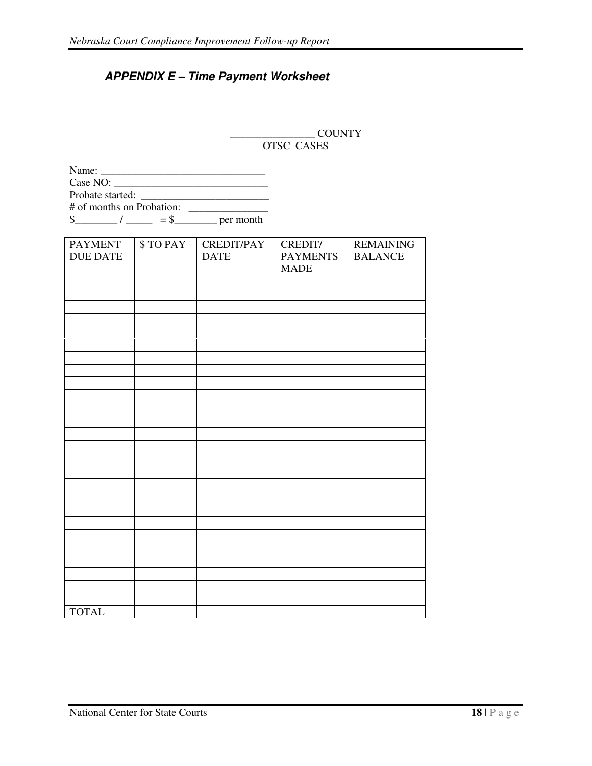## *APPENDIX E – Time Payment Worksheet*

________________ COUNTY
OTSC CASES

Name: _______________________________
Case NO: _____________________________
Probate started: ________________________
# of months on Probation: _______________
$________ / _____ = $________ per month

| PAYMENT DUE DATE | $ TO PAY | CREDIT/PAY DATE | CREDIT/ PAYMENTS MADE | REMAINING BALANCE |
|---|---|---|---|---|
| | | | | |
| | | | | |
| | | | | |
| | | | | |
| | | | | |
| | | | | |
| | | | | |
| | | | | |
| | | | | |
| | | | | |
| | | | | |
| | | | | |
| | | | | |
| | | | | |
| | | | | |
| | | | | |
| | | | | |
| | | | | |
| | | | | |
| | | | | |
| | | | | |
| | | | | |
| | | | | |
| | | | | |
| | | | | |
| | | | | |
| TOTAL | | | | |